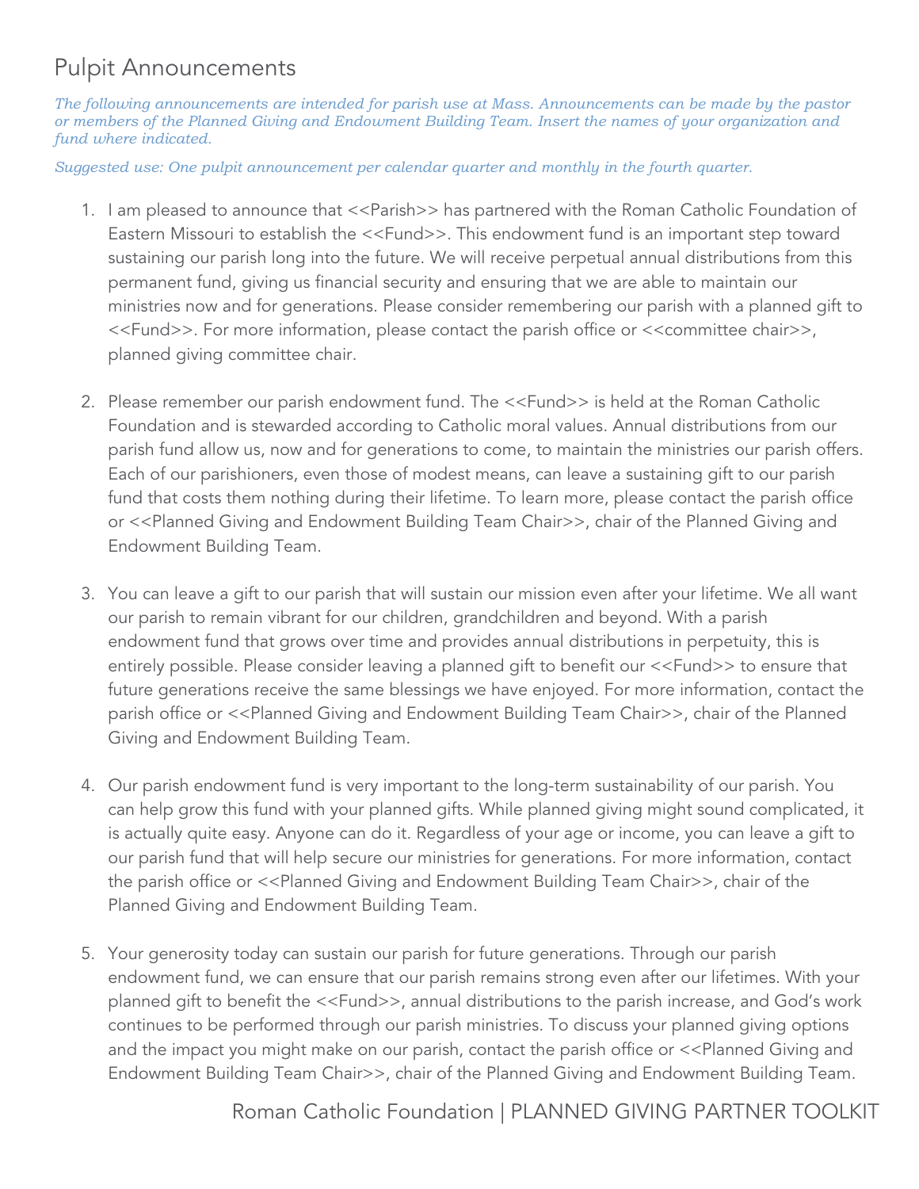# Pulpit Announcements

*The following announcements are intended for parish use at Mass. Announcements can be made by the pastor or members of the Planned Giving and Endowment Building Team. Insert the names of your organization and fund where indicated.*

*Suggested use: One pulpit announcement per calendar quarter and monthly in the fourth quarter.*

1. I am pleased to announce that <<Parish>> has partnered with the Roman Catholic Foundation of Eastern Missouri to establish the <<Fund>>. This endowment fund is an important step toward sustaining our parish long into the future. We will receive perpetual annual distributions from this permanent fund, giving us financial security and ensuring that we are able to maintain our ministries now and for generations. Please consider remembering our parish with a planned gift to <<Fund>>. For more information, please contact the parish office or <<committee chair>>, planned giving committee chair.

2. Please remember our parish endowment fund. The <<Fund>> is held at the Roman Catholic Foundation and is stewarded according to Catholic moral values. Annual distributions from our parish fund allow us, now and for generations to come, to maintain the ministries our parish offers. Each of our parishioners, even those of modest means, can leave a sustaining gift to our parish fund that costs them nothing during their lifetime. To learn more, please contact the parish office or <<Planned Giving and Endowment Building Team Chair>>, chair of the Planned Giving and Endowment Building Team.

3. You can leave a gift to our parish that will sustain our mission even after your lifetime. We all want our parish to remain vibrant for our children, grandchildren and beyond. With a parish endowment fund that grows over time and provides annual distributions in perpetuity, this is entirely possible. Please consider leaving a planned gift to benefit our <<Fund>> to ensure that future generations receive the same blessings we have enjoyed. For more information, contact the parish office or <<Planned Giving and Endowment Building Team Chair>>, chair of the Planned Giving and Endowment Building Team.

4. Our parish endowment fund is very important to the long-term sustainability of our parish. You can help grow this fund with your planned gifts. While planned giving might sound complicated, it is actually quite easy. Anyone can do it. Regardless of your age or income, you can leave a gift to our parish fund that will help secure our ministries for generations. For more information, contact the parish office or <<Planned Giving and Endowment Building Team Chair>>, chair of the Planned Giving and Endowment Building Team.

5. Your generosity today can sustain our parish for future generations. Through our parish endowment fund, we can ensure that our parish remains strong even after our lifetimes. With your planned gift to benefit the <<Fund>>, annual distributions to the parish increase, and God's work continues to be performed through our parish ministries. To discuss your planned giving options and the impact you might make on our parish, contact the parish office or <<Planned Giving and Endowment Building Team Chair>>, chair of the Planned Giving and Endowment Building Team.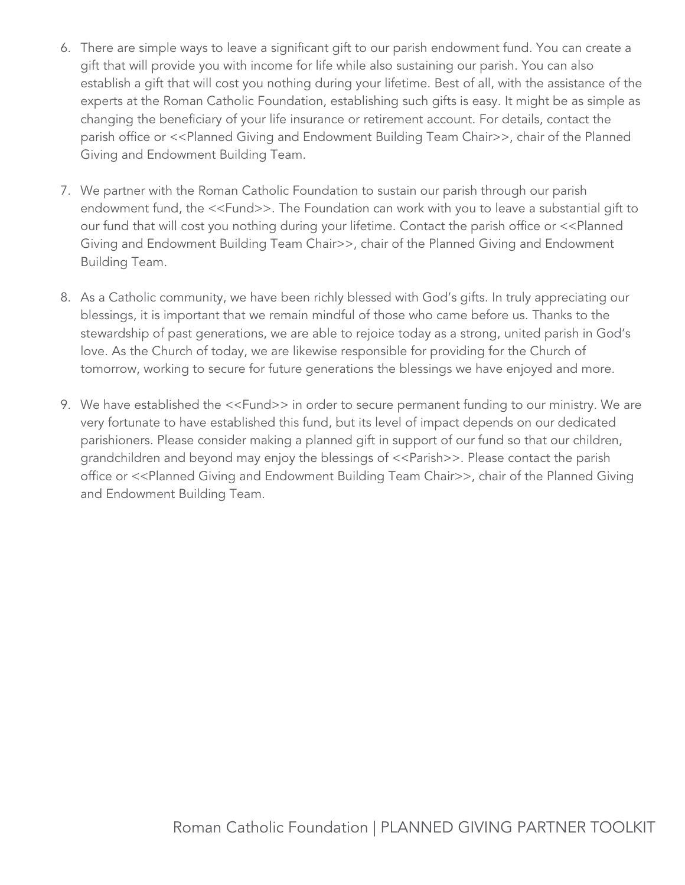6. There are simple ways to leave a significant gift to our parish endowment fund. You can create a gift that will provide you with income for life while also sustaining our parish. You can also establish a gift that will cost you nothing during your lifetime. Best of all, with the assistance of the experts at the Roman Catholic Foundation, establishing such gifts is easy. It might be as simple as changing the beneficiary of your life insurance or retirement account. For details, contact the parish office or <<Planned Giving and Endowment Building Team Chair>>, chair of the Planned Giving and Endowment Building Team.

7. We partner with the Roman Catholic Foundation to sustain our parish through our parish endowment fund, the <<Fund>>. The Foundation can work with you to leave a substantial gift to our fund that will cost you nothing during your lifetime. Contact the parish office or <<Planned Giving and Endowment Building Team Chair>>, chair of the Planned Giving and Endowment Building Team.

8. As a Catholic community, we have been richly blessed with God's gifts. In truly appreciating our blessings, it is important that we remain mindful of those who came before us. Thanks to the stewardship of past generations, we are able to rejoice today as a strong, united parish in God's love. As the Church of today, we are likewise responsible for providing for the Church of tomorrow, working to secure for future generations the blessings we have enjoyed and more.

9. We have established the <<Fund>> in order to secure permanent funding to our ministry. We are very fortunate to have established this fund, but its level of impact depends on our dedicated parishioners. Please consider making a planned gift in support of our fund so that our children, grandchildren and beyond may enjoy the blessings of <<Parish>>. Please contact the parish office or <<Planned Giving and Endowment Building Team Chair>>, chair of the Planned Giving and Endowment Building Team.